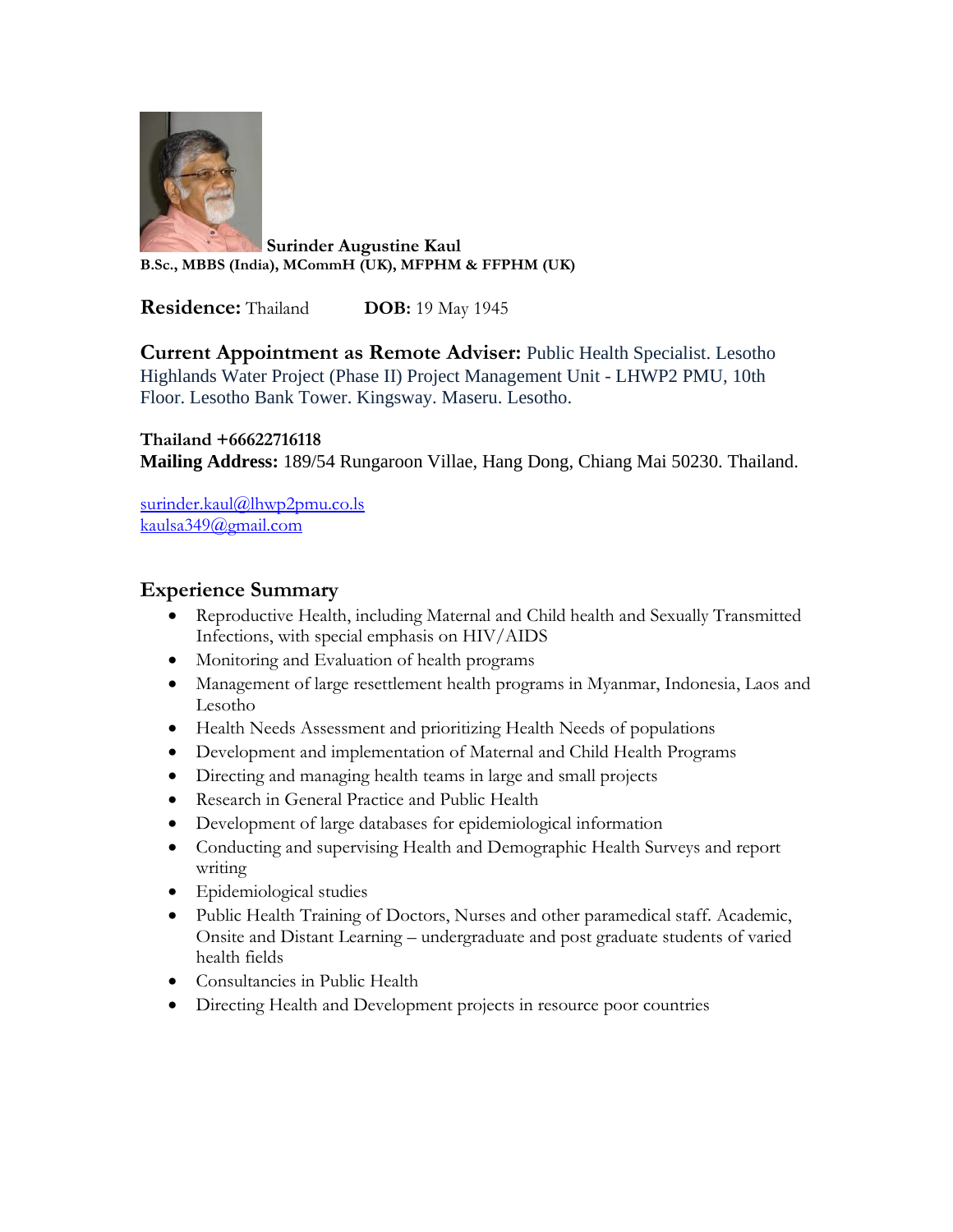**Surinder Augustine Kaul**
**B.Sc., MBBS (India), MCommH (UK), MFPHM & FFPHM (UK)**

**Residence:** Thailand **DOB:** 19 May 1945

**Current Appointment as Remote Adviser:** Public Health Specialist. Lesotho Highlands Water Project (Phase II) Project Management Unit - LHWP2 PMU, 10th Floor. Lesotho Bank Tower. Kingsway. Maseru. Lesotho.

**Thailand +66622716118**
**Mailing Address:** 189/54 Rungaroon Villae, Hang Dong, Chiang Mai 50230. Thailand.

surinder.kaul@lhwp2pmu.co.ls
kaulsa349@gmail.com

## Experience Summary

- Reproductive Health, including Maternal and Child health and Sexually Transmitted Infections, with special emphasis on HIV/AIDS
- Monitoring and Evaluation of health programs
- Management of large resettlement health programs in Myanmar, Indonesia, Laos and Lesotho
- Health Needs Assessment and prioritizing Health Needs of populations
- Development and implementation of Maternal and Child Health Programs
- Directing and managing health teams in large and small projects
- Research in General Practice and Public Health
- Development of large databases for epidemiological information
- Conducting and supervising Health and Demographic Health Surveys and report writing
- Epidemiological studies
- Public Health Training of Doctors, Nurses and other paramedical staff. Academic, Onsite and Distant Learning – undergraduate and post graduate students of varied health fields
- Consultancies in Public Health
- Directing Health and Development projects in resource poor countries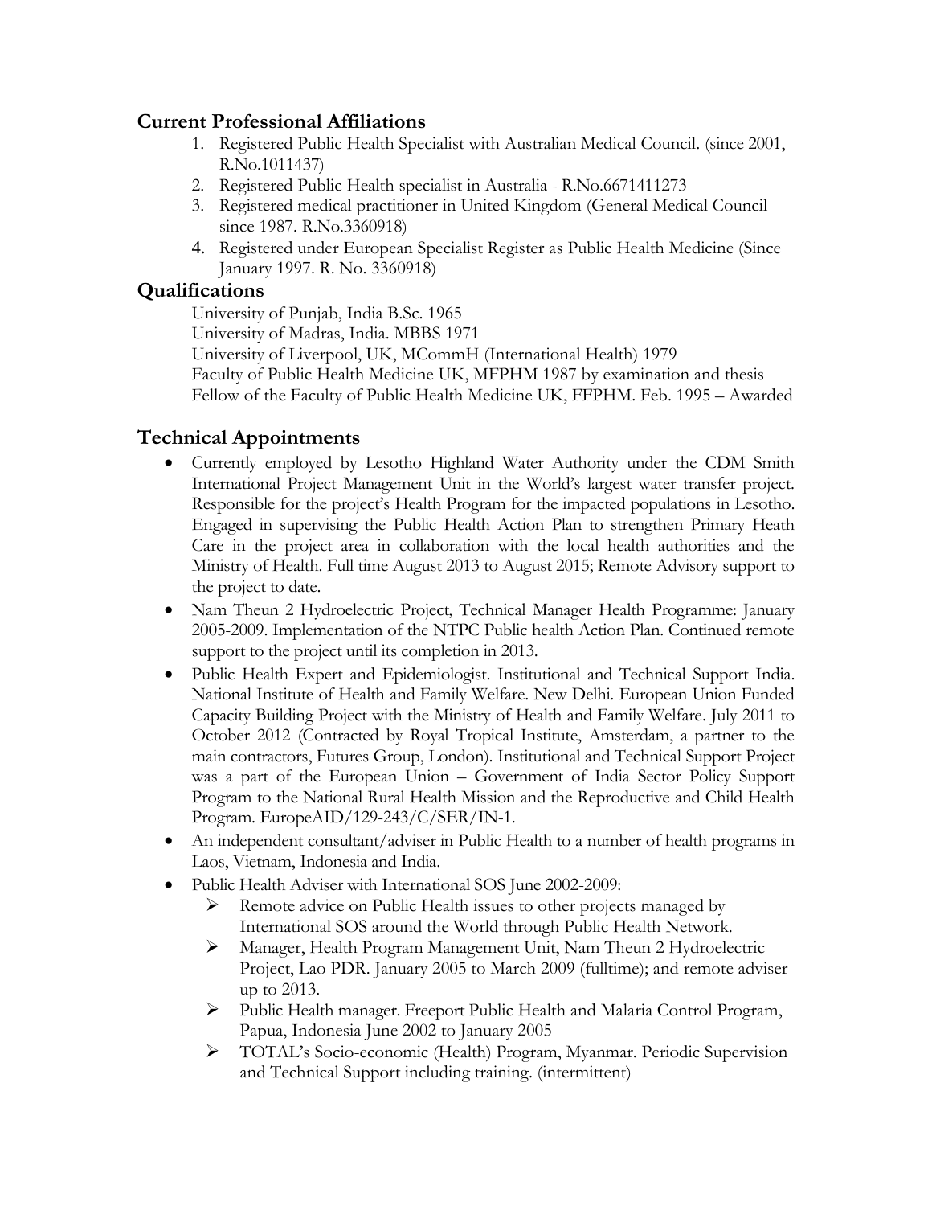## Current Professional Affiliations

1. Registered Public Health Specialist with Australian Medical Council. (since 2001, R.No.1011437)
2. Registered Public Health specialist in Australia - R.No.6671411273
3. Registered medical practitioner in United Kingdom (General Medical Council since 1987. R.No.3360918)
4. Registered under European Specialist Register as Public Health Medicine (Since January 1997. R. No. 3360918)

## Qualifications

University of Punjab, India B.Sc. 1965
University of Madras, India. MBBS 1971
University of Liverpool, UK, MCommH (International Health) 1979
Faculty of Public Health Medicine UK, MFPHM 1987 by examination and thesis
Fellow of the Faculty of Public Health Medicine UK, FFPHM. Feb. 1995 – Awarded

## Technical Appointments

- Currently employed by Lesotho Highland Water Authority under the CDM Smith International Project Management Unit in the World's largest water transfer project. Responsible for the project's Health Program for the impacted populations in Lesotho. Engaged in supervising the Public Health Action Plan to strengthen Primary Heath Care in the project area in collaboration with the local health authorities and the Ministry of Health. Full time August 2013 to August 2015; Remote Advisory support to the project to date.
- Nam Theun 2 Hydroelectric Project, Technical Manager Health Programme: January 2005-2009. Implementation of the NTPC Public health Action Plan. Continued remote support to the project until its completion in 2013.
- Public Health Expert and Epidemiologist. Institutional and Technical Support India. National Institute of Health and Family Welfare. New Delhi. European Union Funded Capacity Building Project with the Ministry of Health and Family Welfare. July 2011 to October 2012 (Contracted by Royal Tropical Institute, Amsterdam, a partner to the main contractors, Futures Group, London). Institutional and Technical Support Project was a part of the European Union – Government of India Sector Policy Support Program to the National Rural Health Mission and the Reproductive and Child Health Program. EuropeAID/129-243/C/SER/IN-1.
- An independent consultant/adviser in Public Health to a number of health programs in Laos, Vietnam, Indonesia and India.
- Public Health Adviser with International SOS June 2002-2009:
  - Remote advice on Public Health issues to other projects managed by International SOS around the World through Public Health Network.
  - Manager, Health Program Management Unit, Nam Theun 2 Hydroelectric Project, Lao PDR. January 2005 to March 2009 (fulltime); and remote adviser up to 2013.
  - Public Health manager. Freeport Public Health and Malaria Control Program, Papua, Indonesia June 2002 to January 2005
  - TOTAL's Socio-economic (Health) Program, Myanmar. Periodic Supervision and Technical Support including training. (intermittent)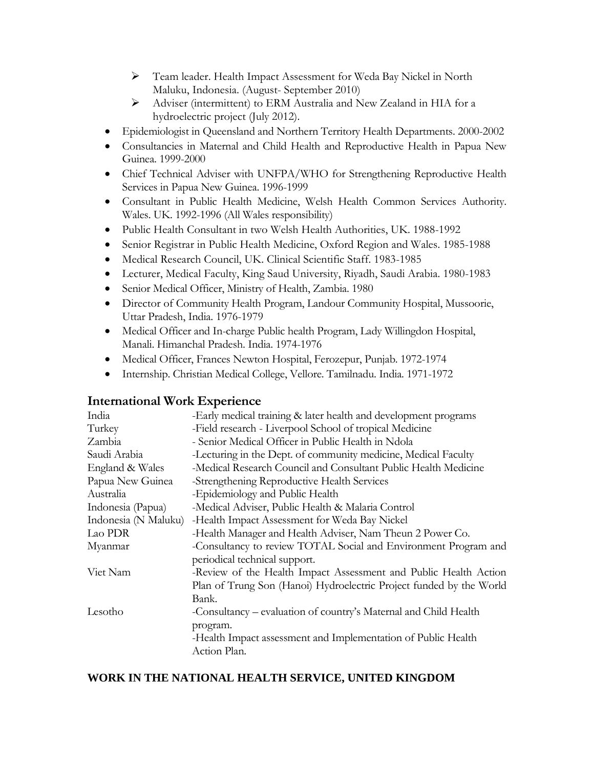- Team leader. Health Impact Assessment for Weda Bay Nickel in North Maluku, Indonesia. (August- September 2010)
    - Adviser (intermittent) to ERM Australia and New Zealand in HIA for a hydroelectric project (July 2012).
- Epidemiologist in Queensland and Northern Territory Health Departments. 2000-2002
- Consultancies in Maternal and Child Health and Reproductive Health in Papua New Guinea. 1999-2000
- Chief Technical Adviser with UNFPA/WHO for Strengthening Reproductive Health Services in Papua New Guinea. 1996-1999
- Consultant in Public Health Medicine, Welsh Health Common Services Authority. Wales. UK. 1992-1996 (All Wales responsibility)
- Public Health Consultant in two Welsh Health Authorities, UK. 1988-1992
- Senior Registrar in Public Health Medicine, Oxford Region and Wales. 1985-1988
- Medical Research Council, UK. Clinical Scientific Staff. 1983-1985
- Lecturer, Medical Faculty, King Saud University, Riyadh, Saudi Arabia. 1980-1983
- Senior Medical Officer, Ministry of Health, Zambia. 1980
- Director of Community Health Program, Landour Community Hospital, Mussoorie, Uttar Pradesh, India. 1976-1979
- Medical Officer and In-charge Public health Program, Lady Willingdon Hospital, Manali. Himanchal Pradesh. India. 1974-1976
- Medical Officer, Frances Newton Hospital, Ferozepur, Punjab. 1972-1974
- Internship. Christian Medical College, Vellore. Tamilnadu. India. 1971-1972

## International Work Experience

| | |
|---|---|
| India | -Early medical training & later health and development programs |
| Turkey | -Field research - Liverpool School of tropical Medicine |
| Zambia | - Senior Medical Officer in Public Health in Ndola |
| Saudi Arabia | -Lecturing in the Dept. of community medicine, Medical Faculty |
| England & Wales | -Medical Research Council and Consultant Public Health Medicine |
| Papua New Guinea | -Strengthening Reproductive Health Services |
| Australia | -Epidemiology and Public Health |
| Indonesia (Papua) | -Medical Adviser, Public Health & Malaria Control |
| Indonesia (N Maluku) | -Health Impact Assessment for Weda Bay Nickel |
| Lao PDR | -Health Manager and Health Adviser, Nam Theun 2 Power Co. |
| Myanmar | -Consultancy to review TOTAL Social and Environment Program and periodical technical support. |
| Viet Nam | -Review of the Health Impact Assessment and Public Health Action Plan of Trung Son (Hanoi) Hydroelectric Project funded by the World Bank. |
| Lesotho | -Consultancy – evaluation of country's Maternal and Child Health program.<br>-Health Impact assessment and Implementation of Public Health Action Plan. |

## WORK IN THE NATIONAL HEALTH SERVICE, UNITED KINGDOM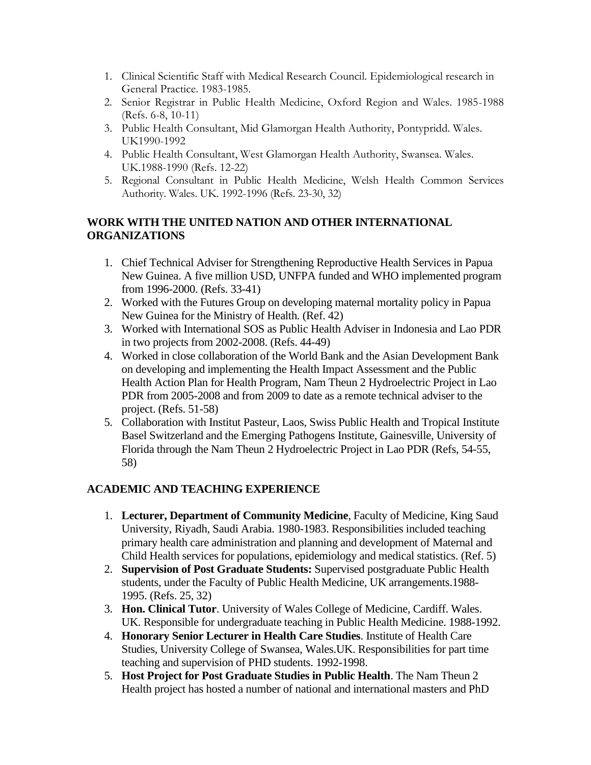1. Clinical Scientific Staff with Medical Research Council. Epidemiological research in General Practice. 1983-1985.
2. Senior Registrar in Public Health Medicine, Oxford Region and Wales. 1985-1988 (Refs. 6-8, 10-11)
3. Public Health Consultant, Mid Glamorgan Health Authority, Pontypridd. Wales. UK1990-1992
4. Public Health Consultant, West Glamorgan Health Authority, Swansea. Wales. UK.1988-1990 (Refs. 12-22)
5. Regional Consultant in Public Health Medicine, Welsh Health Common Services Authority. Wales. UK. 1992-1996 (Refs. 23-30, 32)

## WORK WITH THE UNITED NATION AND OTHER INTERNATIONAL ORGANIZATIONS

1. Chief Technical Adviser for Strengthening Reproductive Health Services in Papua New Guinea. A five million USD, UNFPA funded and WHO implemented program from 1996-2000. (Refs. 33-41)
2. Worked with the Futures Group on developing maternal mortality policy in Papua New Guinea for the Ministry of Health. (Ref. 42)
3. Worked with International SOS as Public Health Adviser in Indonesia and Lao PDR in two projects from 2002-2008. (Refs. 44-49)
4. Worked in close collaboration of the World Bank and the Asian Development Bank on developing and implementing the Health Impact Assessment and the Public Health Action Plan for Health Program, Nam Theun 2 Hydroelectric Project in Lao PDR from 2005-2008 and from 2009 to date as a remote technical adviser to the project. (Refs. 51-58)
5. Collaboration with Institut Pasteur, Laos, Swiss Public Health and Tropical Institute Basel Switzerland and the Emerging Pathogens Institute, Gainesville, University of Florida through the Nam Theun 2 Hydroelectric Project in Lao PDR (Refs, 54-55, 58)

## ACADEMIC AND TEACHING EXPERIENCE

1. **Lecturer, Department of Community Medicine**, Faculty of Medicine, King Saud University, Riyadh, Saudi Arabia. 1980-1983. Responsibilities included teaching primary health care administration and planning and development of Maternal and Child Health services for populations, epidemiology and medical statistics. (Ref. 5)
2. **Supervision of Post Graduate Students:** Supervised postgraduate Public Health students, under the Faculty of Public Health Medicine, UK arrangements.1988-1995. (Refs. 25, 32)
3. **Hon. Clinical Tutor**. University of Wales College of Medicine, Cardiff. Wales. UK. Responsible for undergraduate teaching in Public Health Medicine. 1988-1992.
4. **Honorary Senior Lecturer in Health Care Studies**. Institute of Health Care Studies, University College of Swansea, Wales.UK. Responsibilities for part time teaching and supervision of PHD students. 1992-1998.
5. **Host Project for Post Graduate Studies in Public Health**. The Nam Theun 2 Health project has hosted a number of national and international masters and PhD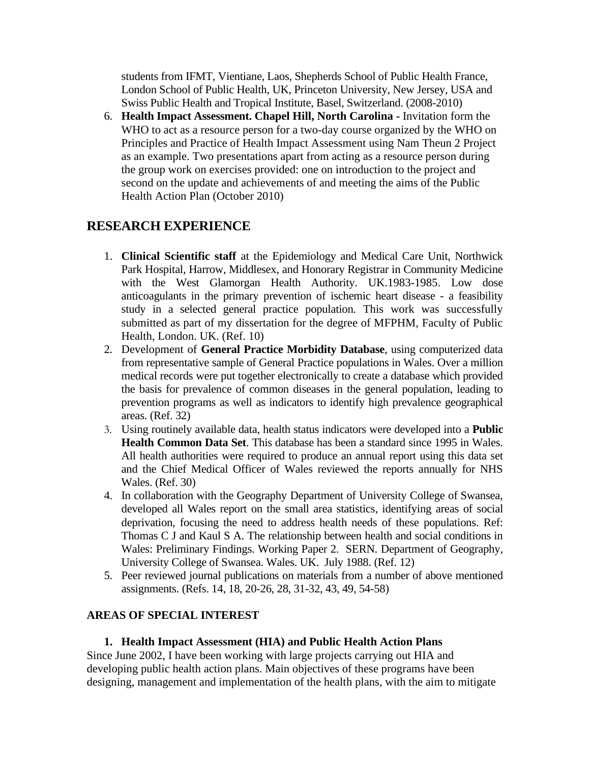students from IFMT, Vientiane, Laos, Shepherds School of Public Health France, London School of Public Health, UK, Princeton University, New Jersey, USA and Swiss Public Health and Tropical Institute, Basel, Switzerland. (2008-2010)

6. **Health Impact Assessment. Chapel Hill, North Carolina** - Invitation form the WHO to act as a resource person for a two-day course organized by the WHO on Principles and Practice of Health Impact Assessment using Nam Theun 2 Project as an example. Two presentations apart from acting as a resource person during the group work on exercises provided: one on introduction to the project and second on the update and achievements of and meeting the aims of the Public Health Action Plan (October 2010)

## RESEARCH EXPERIENCE

1. **Clinical Scientific staff** at the Epidemiology and Medical Care Unit, Northwick Park Hospital, Harrow, Middlesex, and Honorary Registrar in Community Medicine with the West Glamorgan Health Authority. UK.1983-1985. Low dose anticoagulants in the primary prevention of ischemic heart disease - a feasibility study in a selected general practice population. This work was successfully submitted as part of my dissertation for the degree of MFPHM, Faculty of Public Health, London. UK. (Ref. 10)
2. Development of **General Practice Morbidity Database**, using computerized data from representative sample of General Practice populations in Wales. Over a million medical records were put together electronically to create a database which provided the basis for prevalence of common diseases in the general population, leading to prevention programs as well as indicators to identify high prevalence geographical areas. (Ref. 32)
3. Using routinely available data, health status indicators were developed into a **Public Health Common Data Set**. This database has been a standard since 1995 in Wales. All health authorities were required to produce an annual report using this data set and the Chief Medical Officer of Wales reviewed the reports annually for NHS Wales. (Ref. 30)
4. In collaboration with the Geography Department of University College of Swansea, developed all Wales report on the small area statistics, identifying areas of social deprivation, focusing the need to address health needs of these populations. Ref: Thomas C J and Kaul S A. The relationship between health and social conditions in Wales: Preliminary Findings. Working Paper 2. SERN. Department of Geography, University College of Swansea. Wales. UK. July 1988. (Ref. 12)
5. Peer reviewed journal publications on materials from a number of above mentioned assignments. (Refs. 14, 18, 20-26, 28, 31-32, 43, 49, 54-58)

### AREAS OF SPECIAL INTEREST

1. **Health Impact Assessment (HIA) and Public Health Action Plans**

Since June 2002, I have been working with large projects carrying out HIA and developing public health action plans. Main objectives of these programs have been designing, management and implementation of the health plans, with the aim to mitigate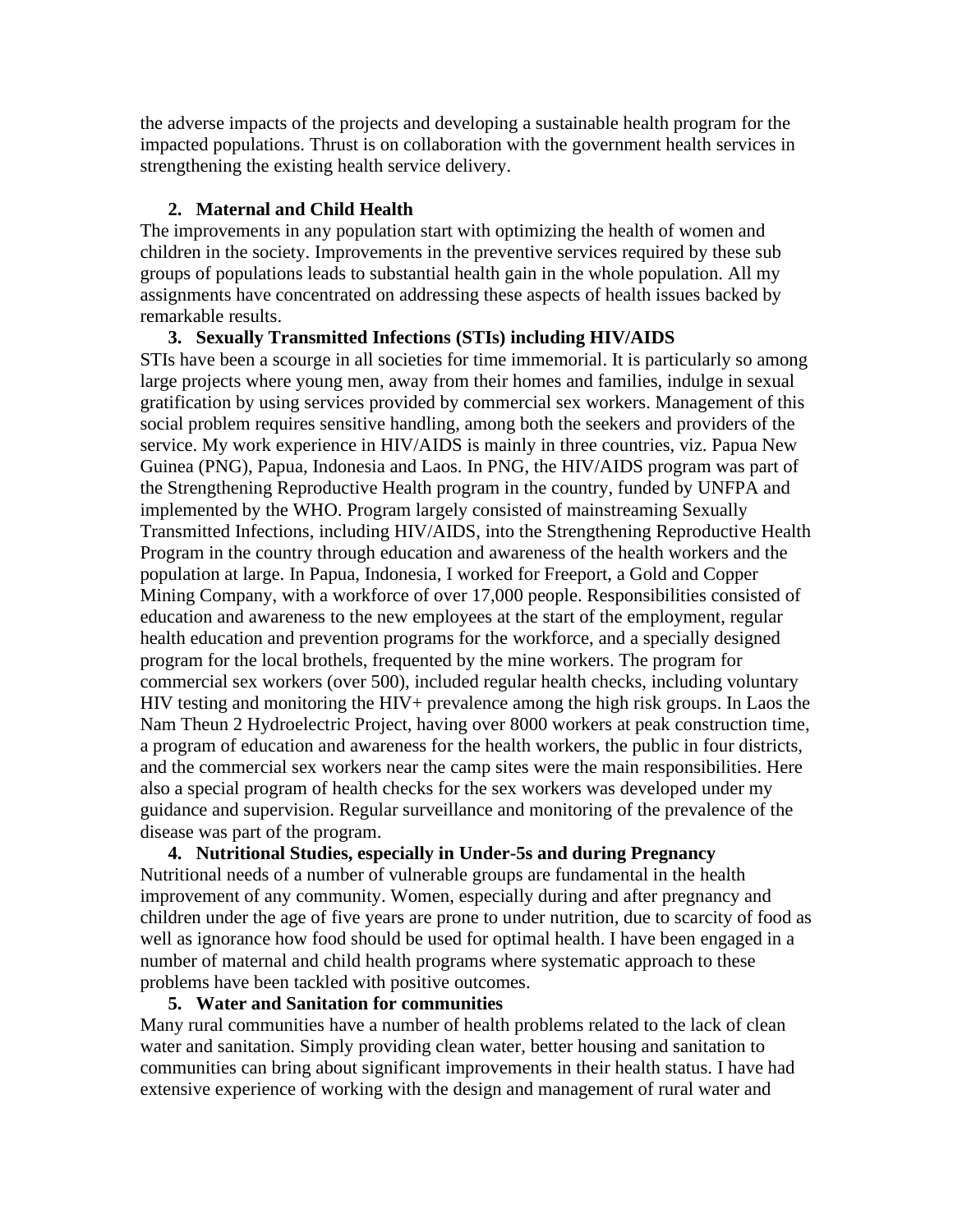the adverse impacts of the projects and developing a sustainable health program for the impacted populations. Thrust is on collaboration with the government health services in strengthening the existing health service delivery.

2. **Maternal and Child Health**

The improvements in any population start with optimizing the health of women and children in the society. Improvements in the preventive services required by these sub groups of populations leads to substantial health gain in the whole population. All my assignments have concentrated on addressing these aspects of health issues backed by remarkable results.

3. **Sexually Transmitted Infections (STIs) including HIV/AIDS**

STIs have been a scourge in all societies for time immemorial. It is particularly so among large projects where young men, away from their homes and families, indulge in sexual gratification by using services provided by commercial sex workers. Management of this social problem requires sensitive handling, among both the seekers and providers of the service. My work experience in HIV/AIDS is mainly in three countries, viz. Papua New Guinea (PNG), Papua, Indonesia and Laos. In PNG, the HIV/AIDS program was part of the Strengthening Reproductive Health program in the country, funded by UNFPA and implemented by the WHO. Program largely consisted of mainstreaming Sexually Transmitted Infections, including HIV/AIDS, into the Strengthening Reproductive Health Program in the country through education and awareness of the health workers and the population at large. In Papua, Indonesia, I worked for Freeport, a Gold and Copper Mining Company, with a workforce of over 17,000 people. Responsibilities consisted of education and awareness to the new employees at the start of the employment, regular health education and prevention programs for the workforce, and a specially designed program for the local brothels, frequented by the mine workers. The program for commercial sex workers (over 500), included regular health checks, including voluntary HIV testing and monitoring the HIV+ prevalence among the high risk groups. In Laos the Nam Theun 2 Hydroelectric Project, having over 8000 workers at peak construction time, a program of education and awareness for the health workers, the public in four districts, and the commercial sex workers near the camp sites were the main responsibilities. Here also a special program of health checks for the sex workers was developed under my guidance and supervision. Regular surveillance and monitoring of the prevalence of the disease was part of the program.

4. **Nutritional Studies, especially in Under-5s and during Pregnancy**

Nutritional needs of a number of vulnerable groups are fundamental in the health improvement of any community. Women, especially during and after pregnancy and children under the age of five years are prone to under nutrition, due to scarcity of food as well as ignorance how food should be used for optimal health. I have been engaged in a number of maternal and child health programs where systematic approach to these problems have been tackled with positive outcomes.

5. **Water and Sanitation for communities**

Many rural communities have a number of health problems related to the lack of clean water and sanitation. Simply providing clean water, better housing and sanitation to communities can bring about significant improvements in their health status. I have had extensive experience of working with the design and management of rural water and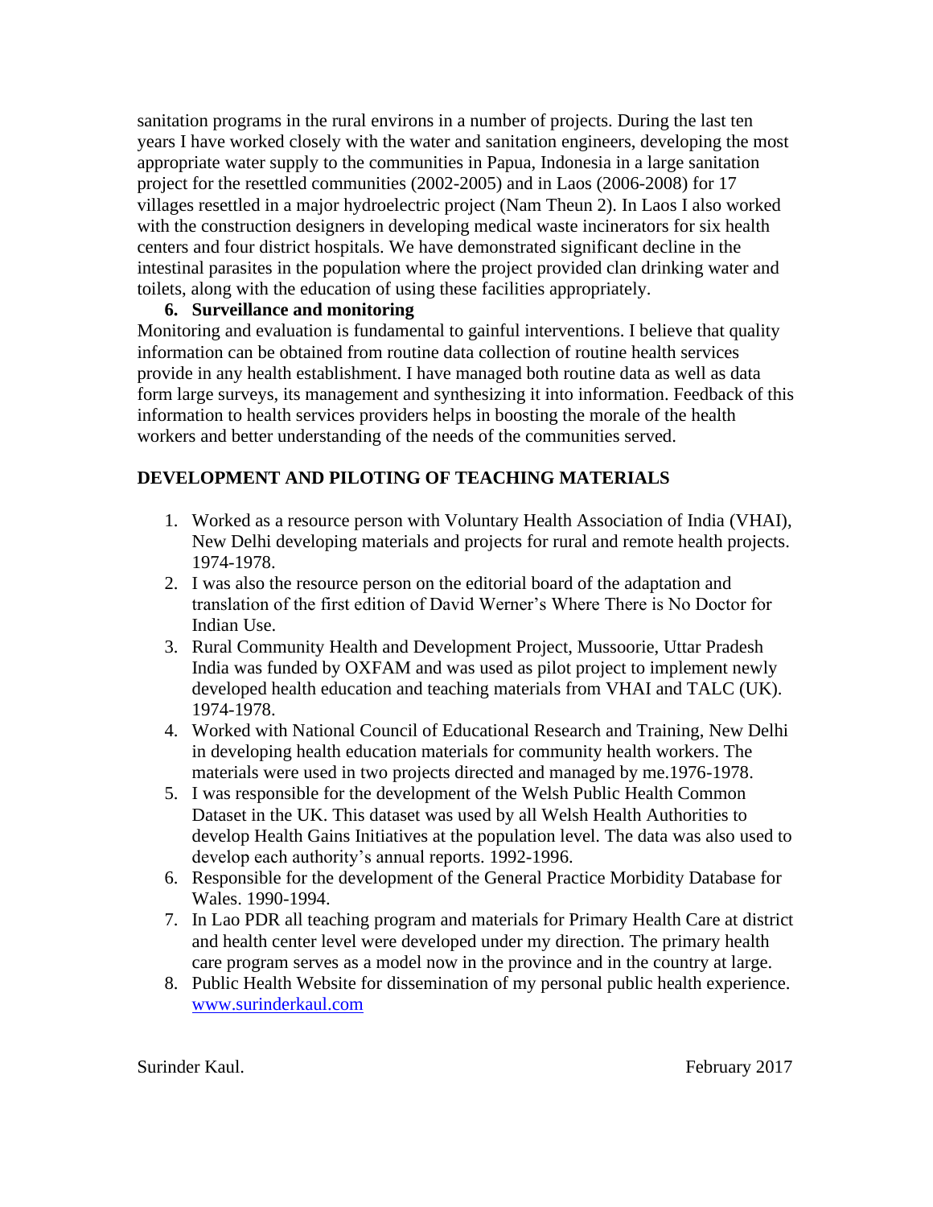sanitation programs in the rural environs in a number of projects. During the last ten years I have worked closely with the water and sanitation engineers, developing the most appropriate water supply to the communities in Papua, Indonesia in a large sanitation project for the resettled communities (2002-2005) and in Laos (2006-2008) for 17 villages resettled in a major hydroelectric project (Nam Theun 2). In Laos I also worked with the construction designers in developing medical waste incinerators for six health centers and four district hospitals. We have demonstrated significant decline in the intestinal parasites in the population where the project provided clan drinking water and toilets, along with the education of using these facilities appropriately.

6. **Surveillance and monitoring**

Monitoring and evaluation is fundamental to gainful interventions. I believe that quality information can be obtained from routine data collection of routine health services provide in any health establishment. I have managed both routine data as well as data form large surveys, its management and synthesizing it into information. Feedback of this information to health services providers helps in boosting the morale of the health workers and better understanding of the needs of the communities served.

## DEVELOPMENT AND PILOTING OF TEACHING MATERIALS

1. Worked as a resource person with Voluntary Health Association of India (VHAI), New Delhi developing materials and projects for rural and remote health projects. 1974-1978.
2. I was also the resource person on the editorial board of the adaptation and translation of the first edition of David Werner's Where There is No Doctor for Indian Use.
3. Rural Community Health and Development Project, Mussoorie, Uttar Pradesh India was funded by OXFAM and was used as pilot project to implement newly developed health education and teaching materials from VHAI and TALC (UK). 1974-1978.
4. Worked with National Council of Educational Research and Training, New Delhi in developing health education materials for community health workers. The materials were used in two projects directed and managed by me.1976-1978.
5. I was responsible for the development of the Welsh Public Health Common Dataset in the UK. This dataset was used by all Welsh Health Authorities to develop Health Gains Initiatives at the population level. The data was also used to develop each authority's annual reports. 1992-1996.
6. Responsible for the development of the General Practice Morbidity Database for Wales. 1990-1994.
7. In Lao PDR all teaching program and materials for Primary Health Care at district and health center level were developed under my direction. The primary health care program serves as a model now in the province and in the country at large.
8. Public Health Website for dissemination of my personal public health experience. [www.surinderkaul.com](http://www.surinderkaul.com)

Surinder Kaul. February 2017